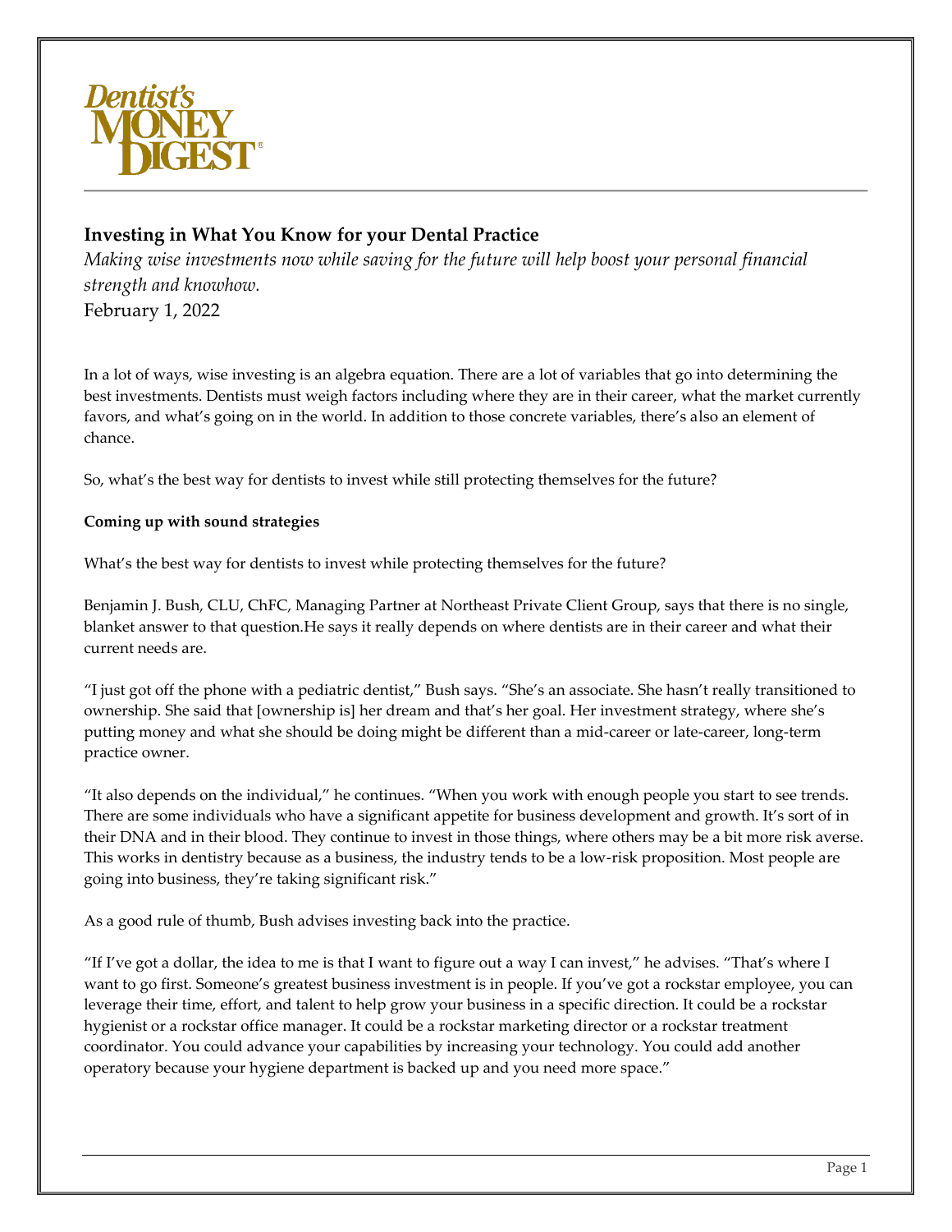Dentist's MONEY DIGEST®

## Investing in What You Know for your Dental Practice

*Making wise investments now while saving for the future will help boost your personal financial strength and knowhow.*

February 1, 2022

In a lot of ways, wise investing is an algebra equation. There are a lot of variables that go into determining the best investments. Dentists must weigh factors including where they are in their career, what the market currently favors, and what's going on in the world. In addition to those concrete variables, there's also an element of chance.

So, what's the best way for dentists to invest while still protecting themselves for the future?

**Coming up with sound strategies**

What's the best way for dentists to invest while protecting themselves for the future?

Benjamin J. Bush, CLU, ChFC, Managing Partner at Northeast Private Client Group, says that there is no single, blanket answer to that question.He says it really depends on where dentists are in their career and what their current needs are.

"I just got off the phone with a pediatric dentist," Bush says. "She's an associate. She hasn't really transitioned to ownership. She said that [ownership is] her dream and that's her goal. Her investment strategy, where she's putting money and what she should be doing might be different than a mid-career or late-career, long-term practice owner.

"It also depends on the individual," he continues. "When you work with enough people you start to see trends. There are some individuals who have a significant appetite for business development and growth. It's sort of in their DNA and in their blood. They continue to invest in those things, where others may be a bit more risk averse. This works in dentistry because as a business, the industry tends to be a low-risk proposition. Most people are going into business, they're taking significant risk."

As a good rule of thumb, Bush advises investing back into the practice.

"If I've got a dollar, the idea to me is that I want to figure out a way I can invest," he advises. "That's where I want to go first. Someone's greatest business investment is in people. If you've got a rockstar employee, you can leverage their time, effort, and talent to help grow your business in a specific direction. It could be a rockstar hygienist or a rockstar office manager. It could be a rockstar marketing director or a rockstar treatment coordinator. You could advance your capabilities by increasing your technology. You could add another operatory because your hygiene department is backed up and you need more space."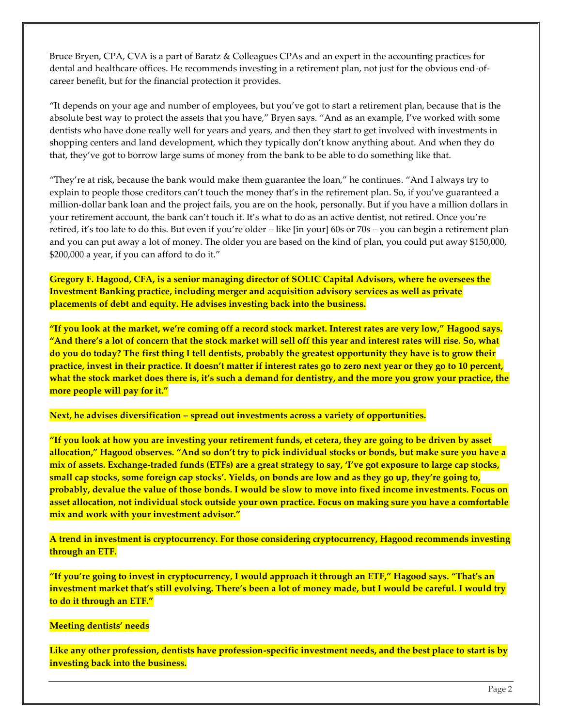Bruce Bryen, CPA, CVA is a part of Baratz & Colleagues CPAs and an expert in the accounting practices for dental and healthcare offices. He recommends investing in a retirement plan, not just for the obvious end-of-career benefit, but for the financial protection it provides.

"It depends on your age and number of employees, but you've got to start a retirement plan, because that is the absolute best way to protect the assets that you have," Bryen says. "And as an example, I've worked with some dentists who have done really well for years and years, and then they start to get involved with investments in shopping centers and land development, which they typically don't know anything about. And when they do that, they've got to borrow large sums of money from the bank to be able to do something like that.

"They're at risk, because the bank would make them guarantee the loan," he continues. "And I always try to explain to people those creditors can't touch the money that's in the retirement plan. So, if you've guaranteed a million-dollar bank loan and the project fails, you are on the hook, personally. But if you have a million dollars in your retirement account, the bank can't touch it. It's what to do as an active dentist, not retired. Once you're retired, it's too late to do this. But even if you're older – like [in your] 60s or 70s – you can begin a retirement plan and you can put away a lot of money. The older you are based on the kind of plan, you could put away $150,000, $200,000 a year, if you can afford to do it."

**Gregory F. Hagood, CFA, is a senior managing director of SOLIC Capital Advisors, where he oversees the Investment Banking practice, including merger and acquisition advisory services as well as private placements of debt and equity. He advises investing back into the business.**

**"If you look at the market, we're coming off a record stock market. Interest rates are very low," Hagood says. "And there's a lot of concern that the stock market will sell off this year and interest rates will rise. So, what do you do today? The first thing I tell dentists, probably the greatest opportunity they have is to grow their practice, invest in their practice. It doesn't matter if interest rates go to zero next year or they go to 10 percent, what the stock market does there is, it's such a demand for dentistry, and the more you grow your practice, the more people will pay for it."**

**Next, he advises diversification – spread out investments across a variety of opportunities.**

**"If you look at how you are investing your retirement funds, et cetera, they are going to be driven by asset allocation," Hagood observes. "And so don't try to pick individual stocks or bonds, but make sure you have a mix of assets. Exchange-traded funds (ETFs) are a great strategy to say, 'I've got exposure to large cap stocks, small cap stocks, some foreign cap stocks'. Yields, on bonds are low and as they go up, they're going to, probably, devalue the value of those bonds. I would be slow to move into fixed income investments. Focus on asset allocation, not individual stock outside your own practice. Focus on making sure you have a comfortable mix and work with your investment advisor."**

**A trend in investment is cryptocurrency. For those considering cryptocurrency, Hagood recommends investing through an ETF.**

**"If you're going to invest in cryptocurrency, I would approach it through an ETF," Hagood says. "That's an investment market that's still evolving. There's been a lot of money made, but I would be careful. I would try to do it through an ETF."**

**Meeting dentists' needs**

**Like any other profession, dentists have profession-specific investment needs, and the best place to start is by investing back into the business.**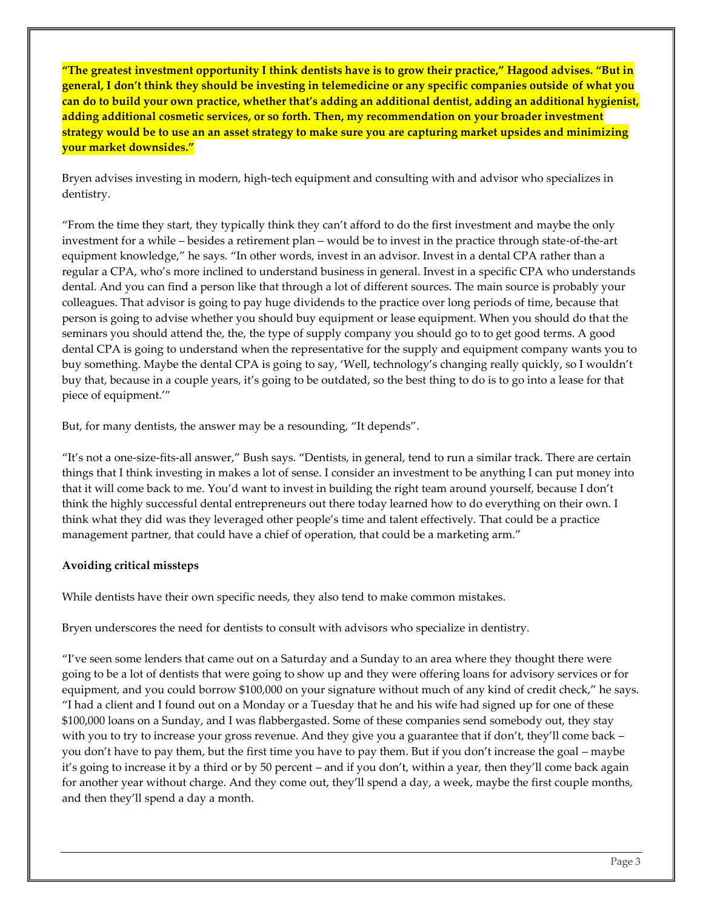**"The greatest investment opportunity I think dentists have is to grow their practice," Hagood advises. "But in general, I don't think they should be investing in telemedicine or any specific companies outside of what you can do to build your own practice, whether that's adding an additional dentist, adding an additional hygienist, adding additional cosmetic services, or so forth. Then, my recommendation on your broader investment strategy would be to use an an asset strategy to make sure you are capturing market upsides and minimizing your market downsides."**

Bryen advises investing in modern, high-tech equipment and consulting with and advisor who specializes in dentistry.

"From the time they start, they typically think they can't afford to do the first investment and maybe the only investment for a while – besides a retirement plan – would be to invest in the practice through state-of-the-art equipment knowledge," he says. "In other words, invest in an advisor. Invest in a dental CPA rather than a regular a CPA, who's more inclined to understand business in general. Invest in a specific CPA who understands dental. And you can find a person like that through a lot of different sources. The main source is probably your colleagues. That advisor is going to pay huge dividends to the practice over long periods of time, because that person is going to advise whether you should buy equipment or lease equipment. When you should do that the seminars you should attend the, the, the type of supply company you should go to to get good terms. A good dental CPA is going to understand when the representative for the supply and equipment company wants you to buy something. Maybe the dental CPA is going to say, 'Well, technology's changing really quickly, so I wouldn't buy that, because in a couple years, it's going to be outdated, so the best thing to do is to go into a lease for that piece of equipment.'"

But, for many dentists, the answer may be a resounding, "It depends".

"It's not a one-size-fits-all answer," Bush says. "Dentists, in general, tend to run a similar track. There are certain things that I think investing in makes a lot of sense. I consider an investment to be anything I can put money into that it will come back to me. You'd want to invest in building the right team around yourself, because I don't think the highly successful dental entrepreneurs out there today learned how to do everything on their own. I think what they did was they leveraged other people's time and talent effectively. That could be a practice management partner, that could have a chief of operation, that could be a marketing arm."

**Avoiding critical missteps**

While dentists have their own specific needs, they also tend to make common mistakes.

Bryen underscores the need for dentists to consult with advisors who specialize in dentistry.

"I've seen some lenders that came out on a Saturday and a Sunday to an area where they thought there were going to be a lot of dentists that were going to show up and they were offering loans for advisory services or for equipment, and you could borrow $100,000 on your signature without much of any kind of credit check," he says. "I had a client and I found out on a Monday or a Tuesday that he and his wife had signed up for one of these $100,000 loans on a Sunday, and I was flabbergasted. Some of these companies send somebody out, they stay with you to try to increase your gross revenue. And they give you a guarantee that if don't, they'll come back – you don't have to pay them, but the first time you have to pay them. But if you don't increase the goal – maybe it's going to increase it by a third or by 50 percent – and if you don't, within a year, then they'll come back again for another year without charge. And they come out, they'll spend a day, a week, maybe the first couple months, and then they'll spend a day a month.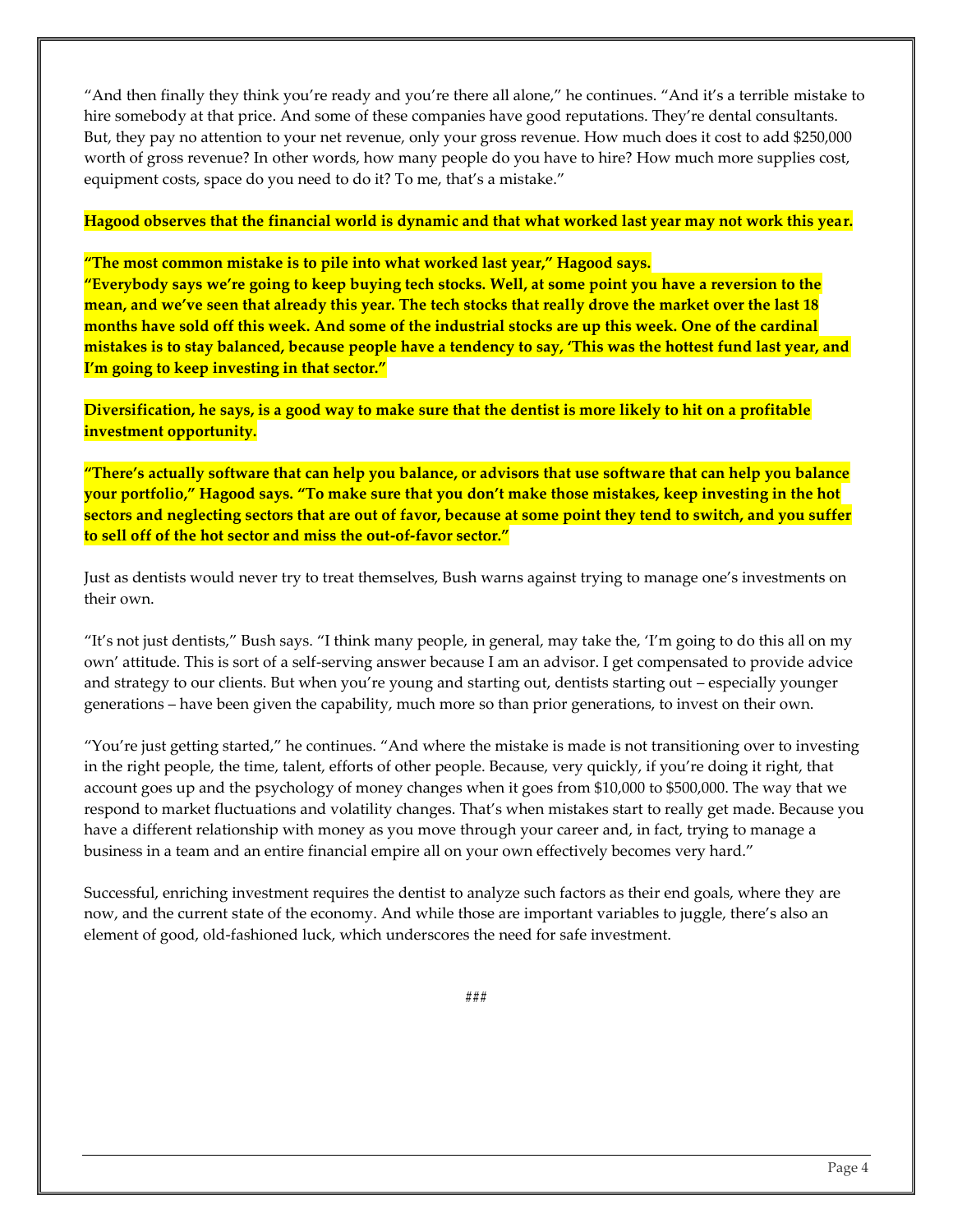"And then finally they think you're ready and you're there all alone," he continues. "And it's a terrible mistake to hire somebody at that price. And some of these companies have good reputations. They're dental consultants. But, they pay no attention to your net revenue, only your gross revenue. How much does it cost to add $250,000 worth of gross revenue? In other words, how many people do you have to hire? How much more supplies cost, equipment costs, space do you need to do it? To me, that's a mistake."

**Hagood observes that the financial world is dynamic and that what worked last year may not work this year.**

**"The most common mistake is to pile into what worked last year," Hagood says.**
**"Everybody says we're going to keep buying tech stocks. Well, at some point you have a reversion to the mean, and we've seen that already this year. The tech stocks that really drove the market over the last 18 months have sold off this week. And some of the industrial stocks are up this week. One of the cardinal mistakes is to stay balanced, because people have a tendency to say, 'This was the hottest fund last year, and I'm going to keep investing in that sector."**

**Diversification, he says, is a good way to make sure that the dentist is more likely to hit on a profitable investment opportunity.**

**"There's actually software that can help you balance, or advisors that use software that can help you balance your portfolio," Hagood says. "To make sure that you don't make those mistakes, keep investing in the hot sectors and neglecting sectors that are out of favor, because at some point they tend to switch, and you suffer to sell off of the hot sector and miss the out-of-favor sector."**

Just as dentists would never try to treat themselves, Bush warns against trying to manage one's investments on their own.

"It's not just dentists," Bush says. "I think many people, in general, may take the, 'I'm going to do this all on my own' attitude. This is sort of a self-serving answer because I am an advisor. I get compensated to provide advice and strategy to our clients. But when you're young and starting out, dentists starting out – especially younger generations – have been given the capability, much more so than prior generations, to invest on their own.

"You're just getting started," he continues. "And where the mistake is made is not transitioning over to investing in the right people, the time, talent, efforts of other people. Because, very quickly, if you're doing it right, that account goes up and the psychology of money changes when it goes from $10,000 to $500,000. The way that we respond to market fluctuations and volatility changes. That's when mistakes start to really get made. Because you have a different relationship with money as you move through your career and, in fact, trying to manage a business in a team and an entire financial empire all on your own effectively becomes very hard."

Successful, enriching investment requires the dentist to analyze such factors as their end goals, where they are now, and the current state of the economy. And while those are important variables to juggle, there's also an element of good, old-fashioned luck, which underscores the need for safe investment.

###